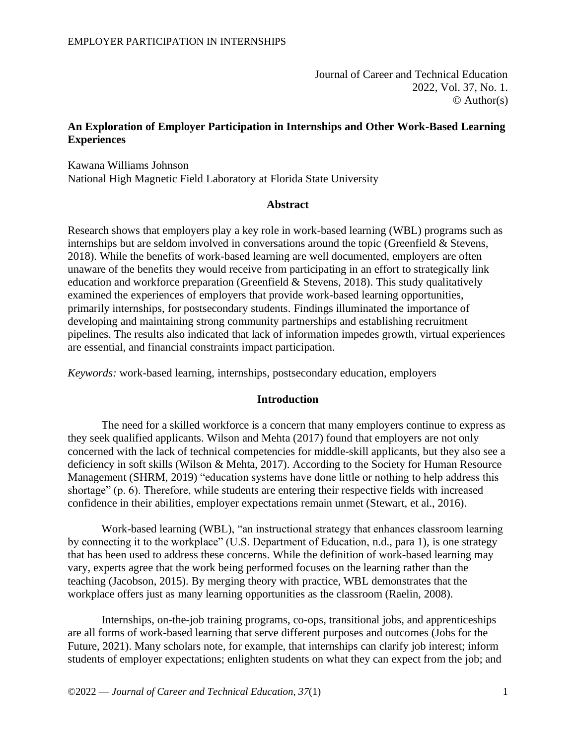Journal of Career and Technical Education
2022, Vol. 37, No. 1.
© Author(s)

# An Exploration of Employer Participation in Internships and Other Work-Based Learning Experiences

Kawana Williams Johnson
National High Magnetic Field Laboratory at Florida State University

## Abstract

Research shows that employers play a key role in work-based learning (WBL) programs such as internships but are seldom involved in conversations around the topic (Greenfield & Stevens, 2018). While the benefits of work-based learning are well documented, employers are often unaware of the benefits they would receive from participating in an effort to strategically link education and workforce preparation (Greenfield & Stevens, 2018). This study qualitatively examined the experiences of employers that provide work-based learning opportunities, primarily internships, for postsecondary students. Findings illuminated the importance of developing and maintaining strong community partnerships and establishing recruitment pipelines. The results also indicated that lack of information impedes growth, virtual experiences are essential, and financial constraints impact participation.

*Keywords:* work-based learning, internships, postsecondary education, employers

## Introduction

The need for a skilled workforce is a concern that many employers continue to express as they seek qualified applicants. Wilson and Mehta (2017) found that employers are not only concerned with the lack of technical competencies for middle-skill applicants, but they also see a deficiency in soft skills (Wilson & Mehta, 2017). According to the Society for Human Resource Management (SHRM, 2019) "education systems have done little or nothing to help address this shortage" (p. 6). Therefore, while students are entering their respective fields with increased confidence in their abilities, employer expectations remain unmet (Stewart, et al., 2016).

Work-based learning (WBL), "an instructional strategy that enhances classroom learning by connecting it to the workplace" (U.S. Department of Education, n.d., para 1), is one strategy that has been used to address these concerns. While the definition of work-based learning may vary, experts agree that the work being performed focuses on the learning rather than the teaching (Jacobson, 2015). By merging theory with practice, WBL demonstrates that the workplace offers just as many learning opportunities as the classroom (Raelin, 2008).

Internships, on-the-job training programs, co-ops, transitional jobs, and apprenticeships are all forms of work-based learning that serve different purposes and outcomes (Jobs for the Future, 2021). Many scholars note, for example, that internships can clarify job interest; inform students of employer expectations; enlighten students on what they can expect from the job; and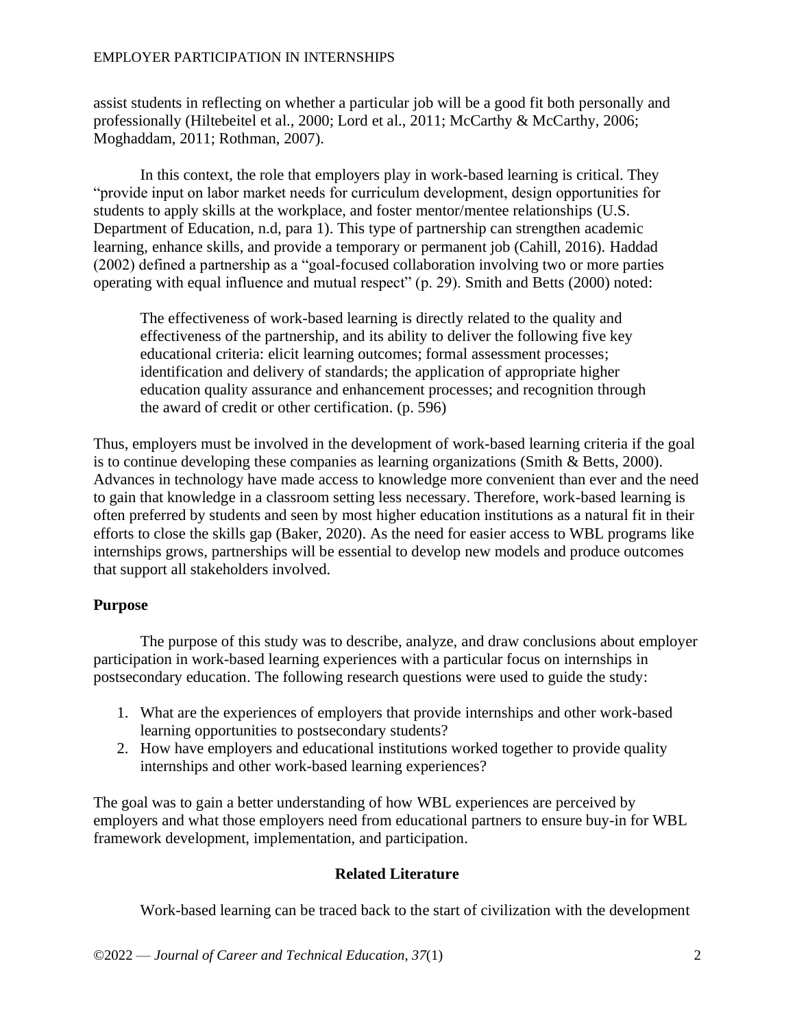assist students in reflecting on whether a particular job will be a good fit both personally and professionally (Hiltebeitel et al., 2000; Lord et al., 2011; McCarthy & McCarthy, 2006; Moghaddam, 2011; Rothman, 2007).

In this context, the role that employers play in work-based learning is critical. They "provide input on labor market needs for curriculum development, design opportunities for students to apply skills at the workplace, and foster mentor/mentee relationships (U.S. Department of Education, n.d, para 1). This type of partnership can strengthen academic learning, enhance skills, and provide a temporary or permanent job (Cahill, 2016). Haddad (2002) defined a partnership as a "goal-focused collaboration involving two or more parties operating with equal influence and mutual respect" (p. 29). Smith and Betts (2000) noted:

> The effectiveness of work-based learning is directly related to the quality and effectiveness of the partnership, and its ability to deliver the following five key educational criteria: elicit learning outcomes; formal assessment processes; identification and delivery of standards; the application of appropriate higher education quality assurance and enhancement processes; and recognition through the award of credit or other certification. (p. 596)

Thus, employers must be involved in the development of work-based learning criteria if the goal is to continue developing these companies as learning organizations (Smith & Betts, 2000). Advances in technology have made access to knowledge more convenient than ever and the need to gain that knowledge in a classroom setting less necessary. Therefore, work-based learning is often preferred by students and seen by most higher education institutions as a natural fit in their efforts to close the skills gap (Baker, 2020). As the need for easier access to WBL programs like internships grows, partnerships will be essential to develop new models and produce outcomes that support all stakeholders involved.

## Purpose

The purpose of this study was to describe, analyze, and draw conclusions about employer participation in work-based learning experiences with a particular focus on internships in postsecondary education. The following research questions were used to guide the study:

1. What are the experiences of employers that provide internships and other work-based learning opportunities to postsecondary students?
2. How have employers and educational institutions worked together to provide quality internships and other work-based learning experiences?

The goal was to gain a better understanding of how WBL experiences are perceived by employers and what those employers need from educational partners to ensure buy-in for WBL framework development, implementation, and participation.

## Related Literature

Work-based learning can be traced back to the start of civilization with the development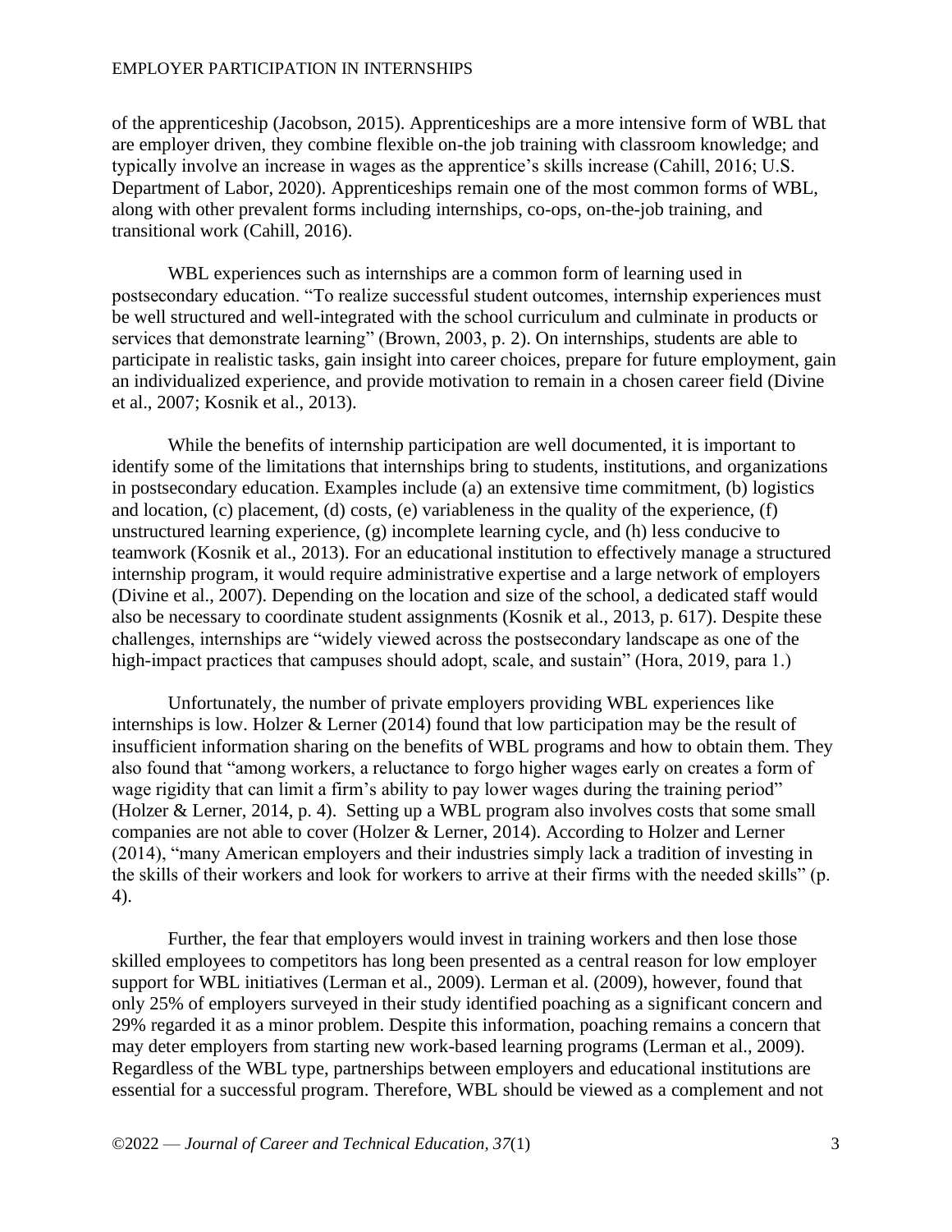of the apprenticeship (Jacobson, 2015). Apprenticeships are a more intensive form of WBL that are employer driven, they combine flexible on-the job training with classroom knowledge; and typically involve an increase in wages as the apprentice's skills increase (Cahill, 2016; U.S. Department of Labor, 2020). Apprenticeships remain one of the most common forms of WBL, along with other prevalent forms including internships, co-ops, on-the-job training, and transitional work (Cahill, 2016).

WBL experiences such as internships are a common form of learning used in postsecondary education. "To realize successful student outcomes, internship experiences must be well structured and well-integrated with the school curriculum and culminate in products or services that demonstrate learning" (Brown, 2003, p. 2). On internships, students are able to participate in realistic tasks, gain insight into career choices, prepare for future employment, gain an individualized experience, and provide motivation to remain in a chosen career field (Divine et al., 2007; Kosnik et al., 2013).

While the benefits of internship participation are well documented, it is important to identify some of the limitations that internships bring to students, institutions, and organizations in postsecondary education. Examples include (a) an extensive time commitment, (b) logistics and location, (c) placement, (d) costs, (e) variableness in the quality of the experience, (f) unstructured learning experience, (g) incomplete learning cycle, and (h) less conducive to teamwork (Kosnik et al., 2013). For an educational institution to effectively manage a structured internship program, it would require administrative expertise and a large network of employers (Divine et al., 2007). Depending on the location and size of the school, a dedicated staff would also be necessary to coordinate student assignments (Kosnik et al., 2013, p. 617). Despite these challenges, internships are "widely viewed across the postsecondary landscape as one of the high-impact practices that campuses should adopt, scale, and sustain" (Hora, 2019, para 1.)

Unfortunately, the number of private employers providing WBL experiences like internships is low. Holzer & Lerner (2014) found that low participation may be the result of insufficient information sharing on the benefits of WBL programs and how to obtain them. They also found that "among workers, a reluctance to forgo higher wages early on creates a form of wage rigidity that can limit a firm's ability to pay lower wages during the training period" (Holzer & Lerner, 2014, p. 4). Setting up a WBL program also involves costs that some small companies are not able to cover (Holzer & Lerner, 2014). According to Holzer and Lerner (2014), "many American employers and their industries simply lack a tradition of investing in the skills of their workers and look for workers to arrive at their firms with the needed skills" (p. 4).

Further, the fear that employers would invest in training workers and then lose those skilled employees to competitors has long been presented as a central reason for low employer support for WBL initiatives (Lerman et al., 2009). Lerman et al. (2009), however, found that only 25% of employers surveyed in their study identified poaching as a significant concern and 29% regarded it as a minor problem. Despite this information, poaching remains a concern that may deter employers from starting new work-based learning programs (Lerman et al., 2009). Regardless of the WBL type, partnerships between employers and educational institutions are essential for a successful program. Therefore, WBL should be viewed as a complement and not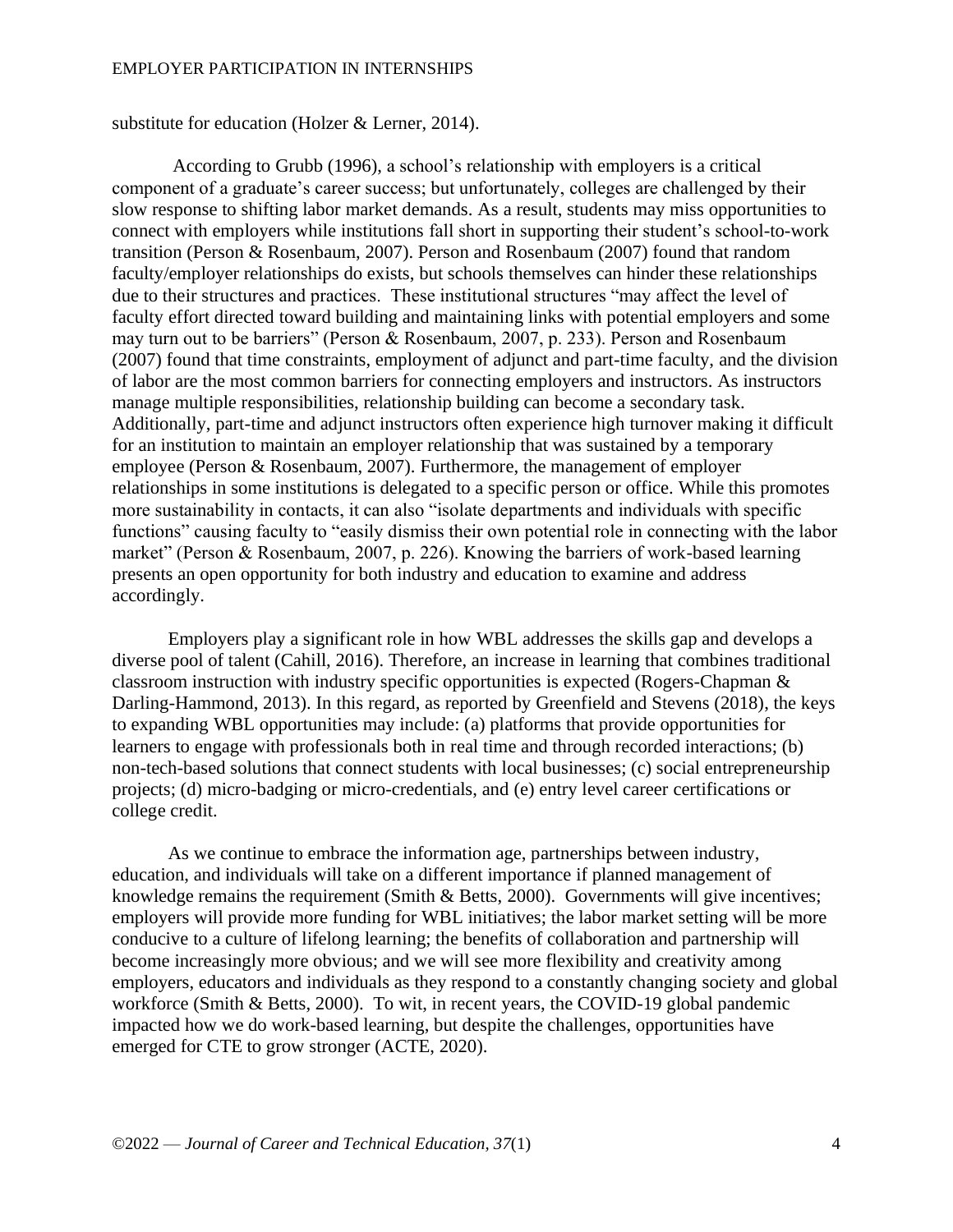substitute for education (Holzer & Lerner, 2014).

According to Grubb (1996), a school's relationship with employers is a critical component of a graduate's career success; but unfortunately, colleges are challenged by their slow response to shifting labor market demands. As a result, students may miss opportunities to connect with employers while institutions fall short in supporting their student's school-to-work transition (Person & Rosenbaum, 2007). Person and Rosenbaum (2007) found that random faculty/employer relationships do exists, but schools themselves can hinder these relationships due to their structures and practices. These institutional structures "may affect the level of faculty effort directed toward building and maintaining links with potential employers and some may turn out to be barriers" (Person & Rosenbaum, 2007, p. 233). Person and Rosenbaum (2007) found that time constraints, employment of adjunct and part-time faculty, and the division of labor are the most common barriers for connecting employers and instructors. As instructors manage multiple responsibilities, relationship building can become a secondary task. Additionally, part-time and adjunct instructors often experience high turnover making it difficult for an institution to maintain an employer relationship that was sustained by a temporary employee (Person & Rosenbaum, 2007). Furthermore, the management of employer relationships in some institutions is delegated to a specific person or office. While this promotes more sustainability in contacts, it can also "isolate departments and individuals with specific functions" causing faculty to "easily dismiss their own potential role in connecting with the labor market" (Person & Rosenbaum, 2007, p. 226). Knowing the barriers of work-based learning presents an open opportunity for both industry and education to examine and address accordingly.

Employers play a significant role in how WBL addresses the skills gap and develops a diverse pool of talent (Cahill, 2016). Therefore, an increase in learning that combines traditional classroom instruction with industry specific opportunities is expected (Rogers-Chapman & Darling-Hammond, 2013). In this regard, as reported by Greenfield and Stevens (2018), the keys to expanding WBL opportunities may include: (a) platforms that provide opportunities for learners to engage with professionals both in real time and through recorded interactions; (b) non-tech-based solutions that connect students with local businesses; (c) social entrepreneurship projects; (d) micro-badging or micro-credentials, and (e) entry level career certifications or college credit.

As we continue to embrace the information age, partnerships between industry, education, and individuals will take on a different importance if planned management of knowledge remains the requirement (Smith & Betts, 2000). Governments will give incentives; employers will provide more funding for WBL initiatives; the labor market setting will be more conducive to a culture of lifelong learning; the benefits of collaboration and partnership will become increasingly more obvious; and we will see more flexibility and creativity among employers, educators and individuals as they respond to a constantly changing society and global workforce (Smith & Betts, 2000). To wit, in recent years, the COVID-19 global pandemic impacted how we do work-based learning, but despite the challenges, opportunities have emerged for CTE to grow stronger (ACTE, 2020).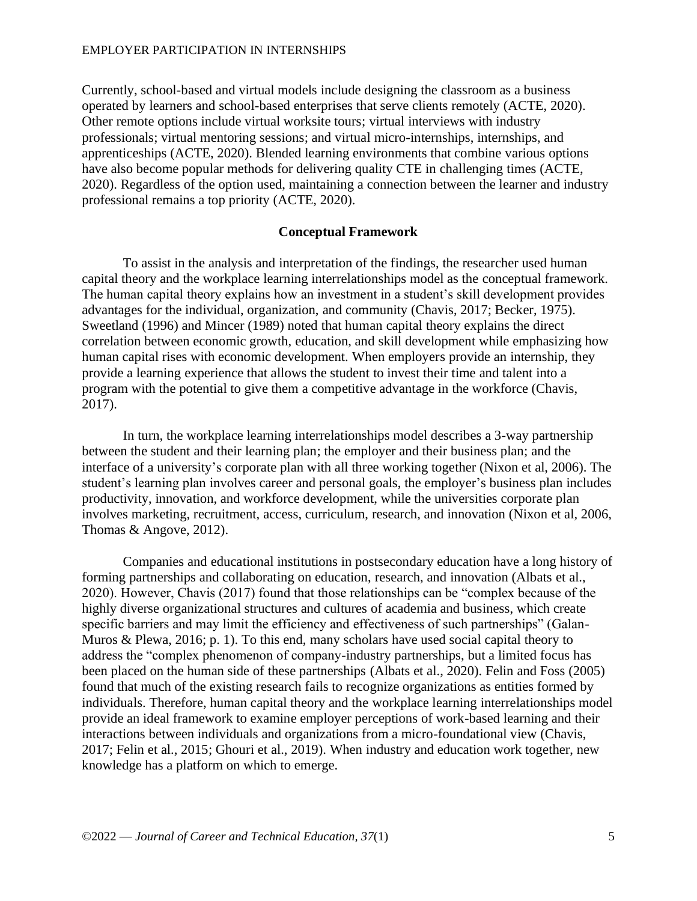Currently, school-based and virtual models include designing the classroom as a business operated by learners and school-based enterprises that serve clients remotely (ACTE, 2020). Other remote options include virtual worksite tours; virtual interviews with industry professionals; virtual mentoring sessions; and virtual micro-internships, internships, and apprenticeships (ACTE, 2020). Blended learning environments that combine various options have also become popular methods for delivering quality CTE in challenging times (ACTE, 2020). Regardless of the option used, maintaining a connection between the learner and industry professional remains a top priority (ACTE, 2020).

## Conceptual Framework

To assist in the analysis and interpretation of the findings, the researcher used human capital theory and the workplace learning interrelationships model as the conceptual framework. The human capital theory explains how an investment in a student's skill development provides advantages for the individual, organization, and community (Chavis, 2017; Becker, 1975). Sweetland (1996) and Mincer (1989) noted that human capital theory explains the direct correlation between economic growth, education, and skill development while emphasizing how human capital rises with economic development. When employers provide an internship, they provide a learning experience that allows the student to invest their time and talent into a program with the potential to give them a competitive advantage in the workforce (Chavis, 2017).

In turn, the workplace learning interrelationships model describes a 3-way partnership between the student and their learning plan; the employer and their business plan; and the interface of a university's corporate plan with all three working together (Nixon et al, 2006). The student's learning plan involves career and personal goals, the employer's business plan includes productivity, innovation, and workforce development, while the universities corporate plan involves marketing, recruitment, access, curriculum, research, and innovation (Nixon et al, 2006, Thomas & Angove, 2012).

Companies and educational institutions in postsecondary education have a long history of forming partnerships and collaborating on education, research, and innovation (Albats et al., 2020). However, Chavis (2017) found that those relationships can be "complex because of the highly diverse organizational structures and cultures of academia and business, which create specific barriers and may limit the efficiency and effectiveness of such partnerships" (Galan-Muros & Plewa, 2016; p. 1). To this end, many scholars have used social capital theory to address the "complex phenomenon of company-industry partnerships, but a limited focus has been placed on the human side of these partnerships (Albats et al., 2020). Felin and Foss (2005) found that much of the existing research fails to recognize organizations as entities formed by individuals. Therefore, human capital theory and the workplace learning interrelationships model provide an ideal framework to examine employer perceptions of work-based learning and their interactions between individuals and organizations from a micro-foundational view (Chavis, 2017; Felin et al., 2015; Ghouri et al., 2019). When industry and education work together, new knowledge has a platform on which to emerge.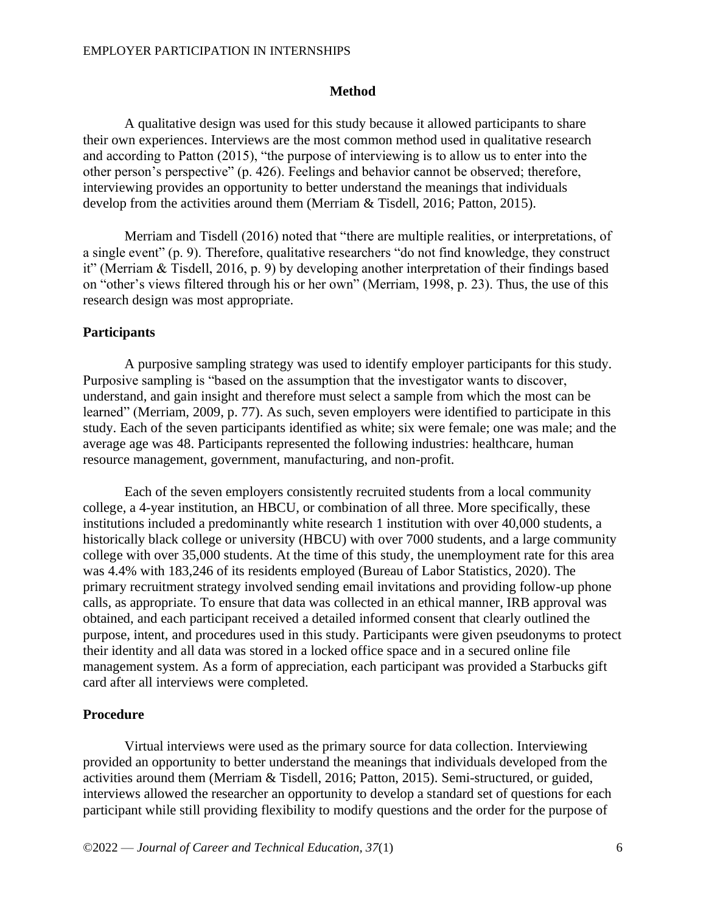## Method

A qualitative design was used for this study because it allowed participants to share their own experiences. Interviews are the most common method used in qualitative research and according to Patton (2015), "the purpose of interviewing is to allow us to enter into the other person's perspective" (p. 426). Feelings and behavior cannot be observed; therefore, interviewing provides an opportunity to better understand the meanings that individuals develop from the activities around them (Merriam & Tisdell, 2016; Patton, 2015).

Merriam and Tisdell (2016) noted that "there are multiple realities, or interpretations, of a single event" (p. 9). Therefore, qualitative researchers "do not find knowledge, they construct it" (Merriam & Tisdell, 2016, p. 9) by developing another interpretation of their findings based on "other's views filtered through his or her own" (Merriam, 1998, p. 23). Thus, the use of this research design was most appropriate.

### Participants

A purposive sampling strategy was used to identify employer participants for this study. Purposive sampling is "based on the assumption that the investigator wants to discover, understand, and gain insight and therefore must select a sample from which the most can be learned" (Merriam, 2009, p. 77). As such, seven employers were identified to participate in this study. Each of the seven participants identified as white; six were female; one was male; and the average age was 48. Participants represented the following industries: healthcare, human resource management, government, manufacturing, and non-profit.

Each of the seven employers consistently recruited students from a local community college, a 4-year institution, an HBCU, or combination of all three. More specifically, these institutions included a predominantly white research 1 institution with over 40,000 students, a historically black college or university (HBCU) with over 7000 students, and a large community college with over 35,000 students. At the time of this study, the unemployment rate for this area was 4.4% with 183,246 of its residents employed (Bureau of Labor Statistics, 2020). The primary recruitment strategy involved sending email invitations and providing follow-up phone calls, as appropriate. To ensure that data was collected in an ethical manner, IRB approval was obtained, and each participant received a detailed informed consent that clearly outlined the purpose, intent, and procedures used in this study. Participants were given pseudonyms to protect their identity and all data was stored in a locked office space and in a secured online file management system. As a form of appreciation, each participant was provided a Starbucks gift card after all interviews were completed.

### Procedure

Virtual interviews were used as the primary source for data collection. Interviewing provided an opportunity to better understand the meanings that individuals developed from the activities around them (Merriam & Tisdell, 2016; Patton, 2015). Semi-structured, or guided, interviews allowed the researcher an opportunity to develop a standard set of questions for each participant while still providing flexibility to modify questions and the order for the purpose of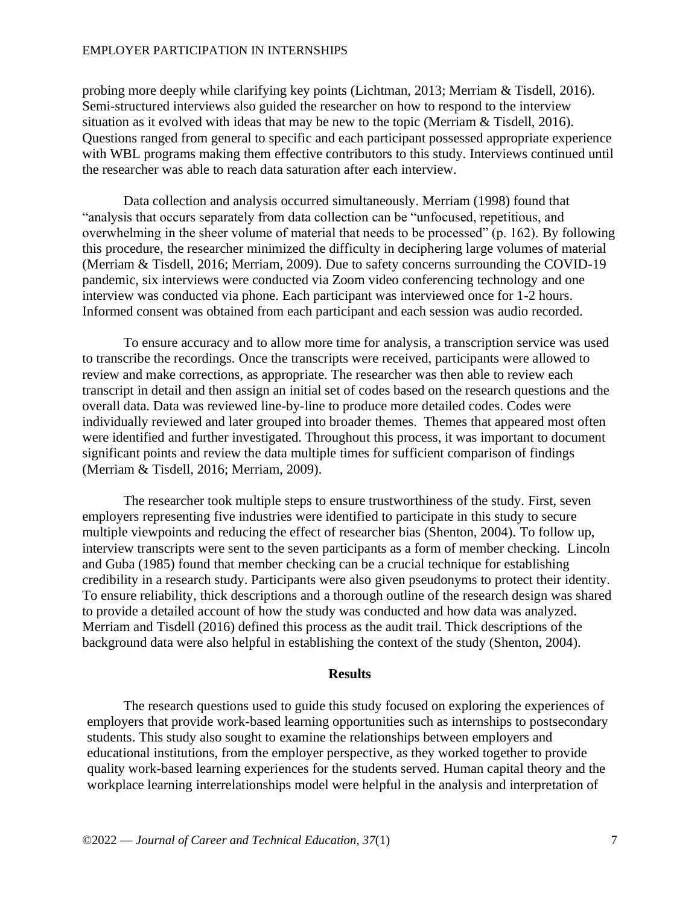probing more deeply while clarifying key points (Lichtman, 2013; Merriam & Tisdell, 2016). Semi-structured interviews also guided the researcher on how to respond to the interview situation as it evolved with ideas that may be new to the topic (Merriam & Tisdell, 2016). Questions ranged from general to specific and each participant possessed appropriate experience with WBL programs making them effective contributors to this study. Interviews continued until the researcher was able to reach data saturation after each interview.

Data collection and analysis occurred simultaneously. Merriam (1998) found that "analysis that occurs separately from data collection can be "unfocused, repetitious, and overwhelming in the sheer volume of material that needs to be processed" (p. 162). By following this procedure, the researcher minimized the difficulty in deciphering large volumes of material (Merriam & Tisdell, 2016; Merriam, 2009). Due to safety concerns surrounding the COVID-19 pandemic, six interviews were conducted via Zoom video conferencing technology and one interview was conducted via phone. Each participant was interviewed once for 1-2 hours. Informed consent was obtained from each participant and each session was audio recorded.

To ensure accuracy and to allow more time for analysis, a transcription service was used to transcribe the recordings. Once the transcripts were received, participants were allowed to review and make corrections, as appropriate. The researcher was then able to review each transcript in detail and then assign an initial set of codes based on the research questions and the overall data. Data was reviewed line-by-line to produce more detailed codes. Codes were individually reviewed and later grouped into broader themes. Themes that appeared most often were identified and further investigated. Throughout this process, it was important to document significant points and review the data multiple times for sufficient comparison of findings (Merriam & Tisdell, 2016; Merriam, 2009).

The researcher took multiple steps to ensure trustworthiness of the study. First, seven employers representing five industries were identified to participate in this study to secure multiple viewpoints and reducing the effect of researcher bias (Shenton, 2004). To follow up, interview transcripts were sent to the seven participants as a form of member checking. Lincoln and Guba (1985) found that member checking can be a crucial technique for establishing credibility in a research study. Participants were also given pseudonyms to protect their identity. To ensure reliability, thick descriptions and a thorough outline of the research design was shared to provide a detailed account of how the study was conducted and how data was analyzed. Merriam and Tisdell (2016) defined this process as the audit trail. Thick descriptions of the background data were also helpful in establishing the context of the study (Shenton, 2004).

## Results

The research questions used to guide this study focused on exploring the experiences of employers that provide work-based learning opportunities such as internships to postsecondary students. This study also sought to examine the relationships between employers and educational institutions, from the employer perspective, as they worked together to provide quality work-based learning experiences for the students served. Human capital theory and the workplace learning interrelationships model were helpful in the analysis and interpretation of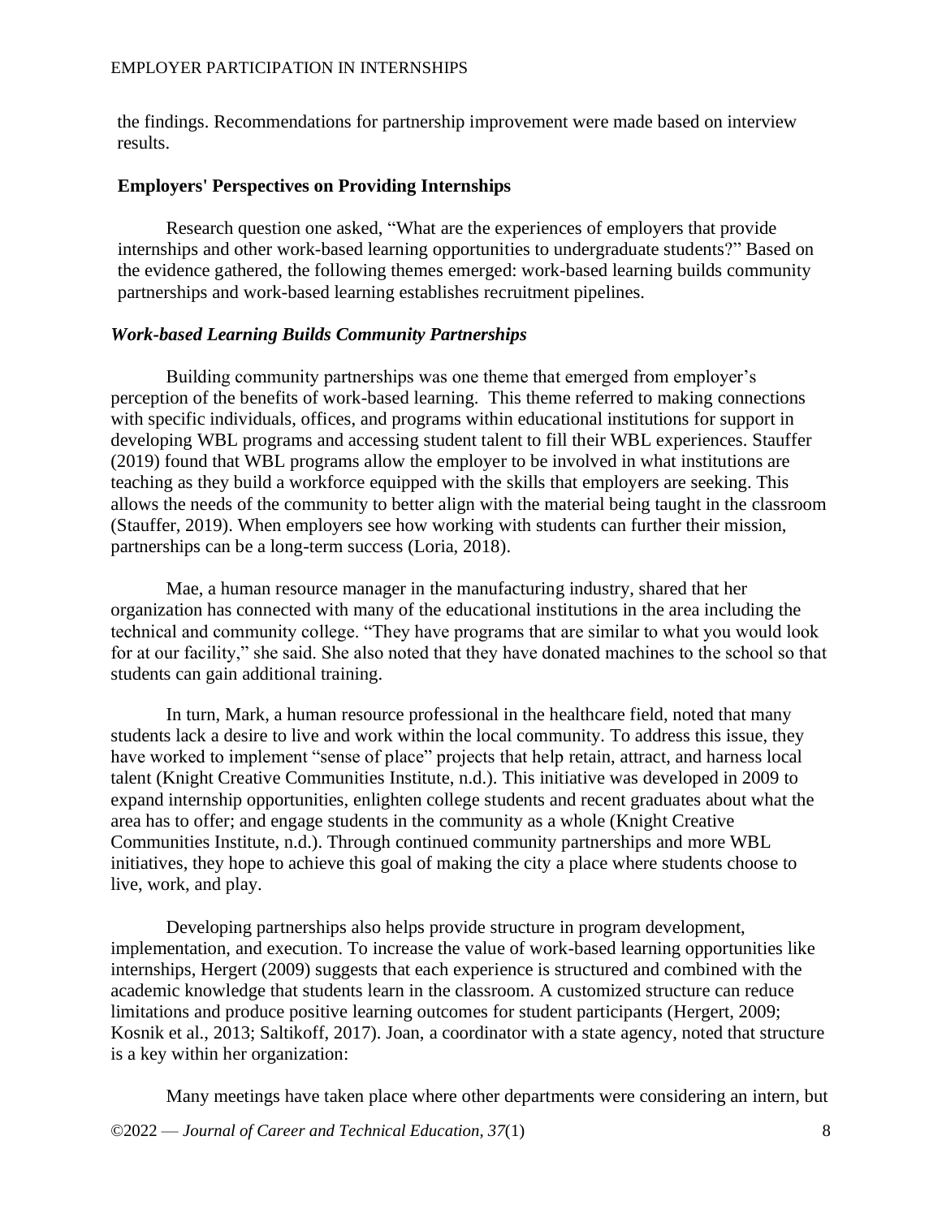the findings. Recommendations for partnership improvement were made based on interview results.

## Employers' Perspectives on Providing Internships

Research question one asked, "What are the experiences of employers that provide internships and other work-based learning opportunities to undergraduate students?" Based on the evidence gathered, the following themes emerged: work-based learning builds community partnerships and work-based learning establishes recruitment pipelines.

### *Work-based Learning Builds Community Partnerships*

Building community partnerships was one theme that emerged from employer's perception of the benefits of work-based learning. This theme referred to making connections with specific individuals, offices, and programs within educational institutions for support in developing WBL programs and accessing student talent to fill their WBL experiences. Stauffer (2019) found that WBL programs allow the employer to be involved in what institutions are teaching as they build a workforce equipped with the skills that employers are seeking. This allows the needs of the community to better align with the material being taught in the classroom (Stauffer, 2019). When employers see how working with students can further their mission, partnerships can be a long-term success (Loria, 2018).

Mae, a human resource manager in the manufacturing industry, shared that her organization has connected with many of the educational institutions in the area including the technical and community college. "They have programs that are similar to what you would look for at our facility," she said. She also noted that they have donated machines to the school so that students can gain additional training.

In turn, Mark, a human resource professional in the healthcare field, noted that many students lack a desire to live and work within the local community. To address this issue, they have worked to implement "sense of place" projects that help retain, attract, and harness local talent (Knight Creative Communities Institute, n.d.). This initiative was developed in 2009 to expand internship opportunities, enlighten college students and recent graduates about what the area has to offer; and engage students in the community as a whole (Knight Creative Communities Institute, n.d.). Through continued community partnerships and more WBL initiatives, they hope to achieve this goal of making the city a place where students choose to live, work, and play.

Developing partnerships also helps provide structure in program development, implementation, and execution. To increase the value of work-based learning opportunities like internships, Hergert (2009) suggests that each experience is structured and combined with the academic knowledge that students learn in the classroom. A customized structure can reduce limitations and produce positive learning outcomes for student participants (Hergert, 2009; Kosnik et al., 2013; Saltikoff, 2017). Joan, a coordinator with a state agency, noted that structure is a key within her organization:

Many meetings have taken place where other departments were considering an intern, but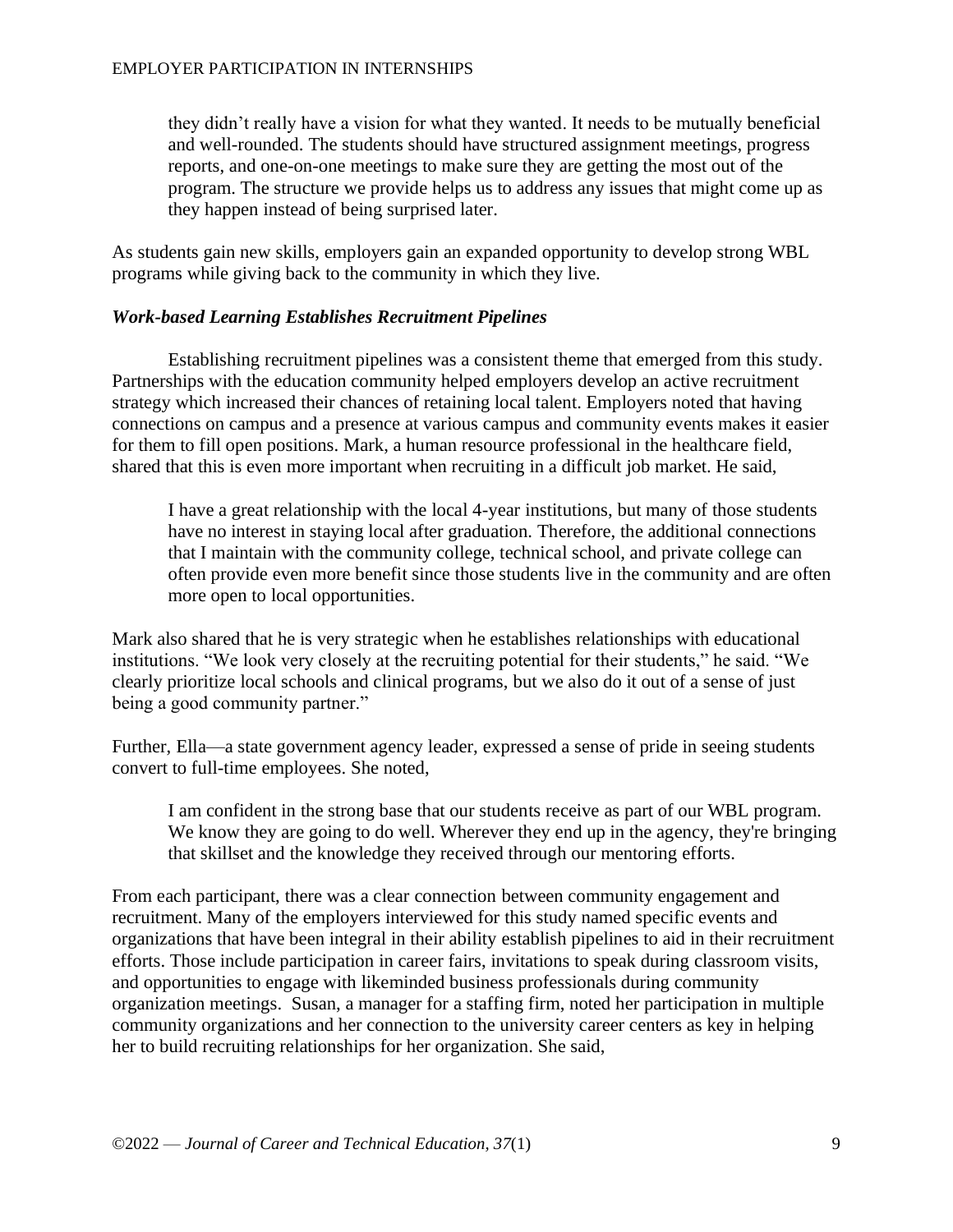> they didn't really have a vision for what they wanted. It needs to be mutually beneficial and well-rounded. The students should have structured assignment meetings, progress reports, and one-on-one meetings to make sure they are getting the most out of the program. The structure we provide helps us to address any issues that might come up as they happen instead of being surprised later.

As students gain new skills, employers gain an expanded opportunity to develop strong WBL programs while giving back to the community in which they live.

### *Work-based Learning Establishes Recruitment Pipelines*

Establishing recruitment pipelines was a consistent theme that emerged from this study. Partnerships with the education community helped employers develop an active recruitment strategy which increased their chances of retaining local talent. Employers noted that having connections on campus and a presence at various campus and community events makes it easier for them to fill open positions. Mark, a human resource professional in the healthcare field, shared that this is even more important when recruiting in a difficult job market. He said,

> I have a great relationship with the local 4-year institutions, but many of those students have no interest in staying local after graduation. Therefore, the additional connections that I maintain with the community college, technical school, and private college can often provide even more benefit since those students live in the community and are often more open to local opportunities.

Mark also shared that he is very strategic when he establishes relationships with educational institutions. "We look very closely at the recruiting potential for their students," he said. "We clearly prioritize local schools and clinical programs, but we also do it out of a sense of just being a good community partner."

Further, Ella—a state government agency leader, expressed a sense of pride in seeing students convert to full-time employees. She noted,

> I am confident in the strong base that our students receive as part of our WBL program. We know they are going to do well. Wherever they end up in the agency, they're bringing that skillset and the knowledge they received through our mentoring efforts.

From each participant, there was a clear connection between community engagement and recruitment. Many of the employers interviewed for this study named specific events and organizations that have been integral in their ability establish pipelines to aid in their recruitment efforts. Those include participation in career fairs, invitations to speak during classroom visits, and opportunities to engage with likeminded business professionals during community organization meetings. Susan, a manager for a staffing firm, noted her participation in multiple community organizations and her connection to the university career centers as key in helping her to build recruiting relationships for her organization. She said,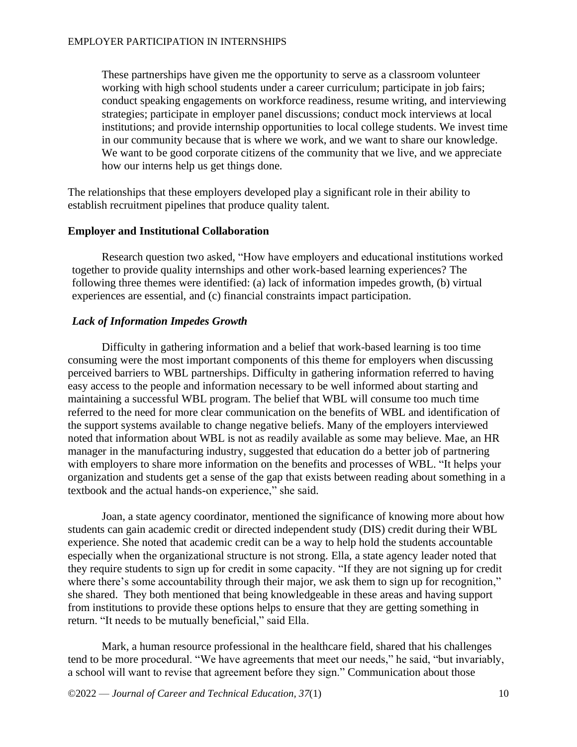> These partnerships have given me the opportunity to serve as a classroom volunteer working with high school students under a career curriculum; participate in job fairs; conduct speaking engagements on workforce readiness, resume writing, and interviewing strategies; participate in employer panel discussions; conduct mock interviews at local institutions; and provide internship opportunities to local college students. We invest time in our community because that is where we work, and we want to share our knowledge. We want to be good corporate citizens of the community that we live, and we appreciate how our interns help us get things done.

The relationships that these employers developed play a significant role in their ability to establish recruitment pipelines that produce quality talent.

## Employer and Institutional Collaboration

Research question two asked, "How have employers and educational institutions worked together to provide quality internships and other work-based learning experiences? The following three themes were identified: (a) lack of information impedes growth, (b) virtual experiences are essential, and (c) financial constraints impact participation.

### *Lack of Information Impedes Growth*

Difficulty in gathering information and a belief that work-based learning is too time consuming were the most important components of this theme for employers when discussing perceived barriers to WBL partnerships. Difficulty in gathering information referred to having easy access to the people and information necessary to be well informed about starting and maintaining a successful WBL program. The belief that WBL will consume too much time referred to the need for more clear communication on the benefits of WBL and identification of the support systems available to change negative beliefs. Many of the employers interviewed noted that information about WBL is not as readily available as some may believe. Mae, an HR manager in the manufacturing industry, suggested that education do a better job of partnering with employers to share more information on the benefits and processes of WBL. "It helps your organization and students get a sense of the gap that exists between reading about something in a textbook and the actual hands-on experience," she said.

Joan, a state agency coordinator, mentioned the significance of knowing more about how students can gain academic credit or directed independent study (DIS) credit during their WBL experience. She noted that academic credit can be a way to help hold the students accountable especially when the organizational structure is not strong. Ella, a state agency leader noted that they require students to sign up for credit in some capacity. "If they are not signing up for credit where there's some accountability through their major, we ask them to sign up for recognition," she shared. They both mentioned that being knowledgeable in these areas and having support from institutions to provide these options helps to ensure that they are getting something in return. "It needs to be mutually beneficial," said Ella.

Mark, a human resource professional in the healthcare field, shared that his challenges tend to be more procedural. "We have agreements that meet our needs," he said, "but invariably, a school will want to revise that agreement before they sign." Communication about those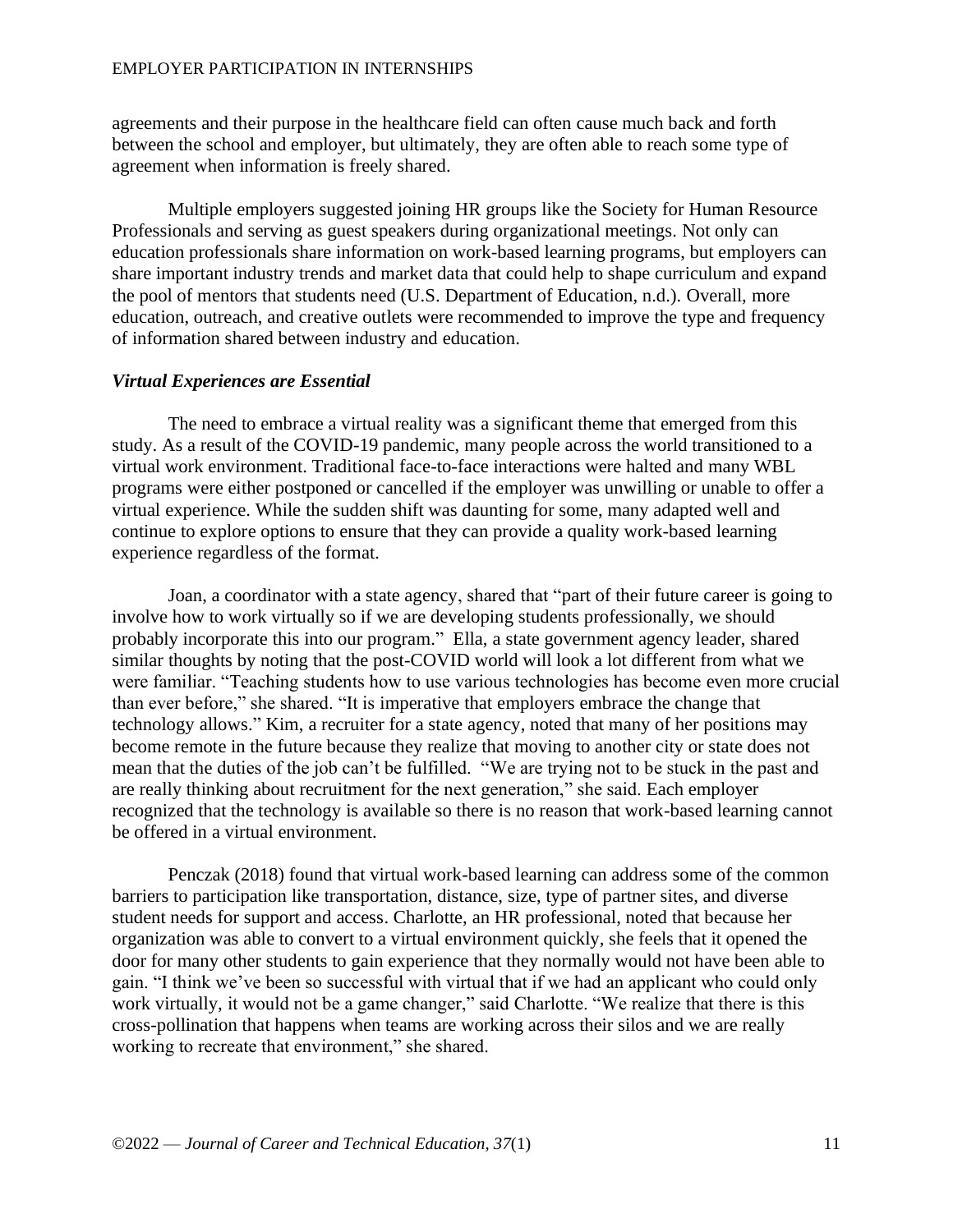agreements and their purpose in the healthcare field can often cause much back and forth between the school and employer, but ultimately, they are often able to reach some type of agreement when information is freely shared.

Multiple employers suggested joining HR groups like the Society for Human Resource Professionals and serving as guest speakers during organizational meetings. Not only can education professionals share information on work-based learning programs, but employers can share important industry trends and market data that could help to shape curriculum and expand the pool of mentors that students need (U.S. Department of Education, n.d.). Overall, more education, outreach, and creative outlets were recommended to improve the type and frequency of information shared between industry and education.

### *Virtual Experiences are Essential*

The need to embrace a virtual reality was a significant theme that emerged from this study. As a result of the COVID-19 pandemic, many people across the world transitioned to a virtual work environment. Traditional face-to-face interactions were halted and many WBL programs were either postponed or cancelled if the employer was unwilling or unable to offer a virtual experience. While the sudden shift was daunting for some, many adapted well and continue to explore options to ensure that they can provide a quality work-based learning experience regardless of the format.

Joan, a coordinator with a state agency, shared that "part of their future career is going to involve how to work virtually so if we are developing students professionally, we should probably incorporate this into our program." Ella, a state government agency leader, shared similar thoughts by noting that the post-COVID world will look a lot different from what we were familiar. "Teaching students how to use various technologies has become even more crucial than ever before," she shared. "It is imperative that employers embrace the change that technology allows." Kim, a recruiter for a state agency, noted that many of her positions may become remote in the future because they realize that moving to another city or state does not mean that the duties of the job can't be fulfilled. "We are trying not to be stuck in the past and are really thinking about recruitment for the next generation," she said. Each employer recognized that the technology is available so there is no reason that work-based learning cannot be offered in a virtual environment.

Penczak (2018) found that virtual work-based learning can address some of the common barriers to participation like transportation, distance, size, type of partner sites, and diverse student needs for support and access. Charlotte, an HR professional, noted that because her organization was able to convert to a virtual environment quickly, she feels that it opened the door for many other students to gain experience that they normally would not have been able to gain. "I think we've been so successful with virtual that if we had an applicant who could only work virtually, it would not be a game changer," said Charlotte. "We realize that there is this cross-pollination that happens when teams are working across their silos and we are really working to recreate that environment," she shared.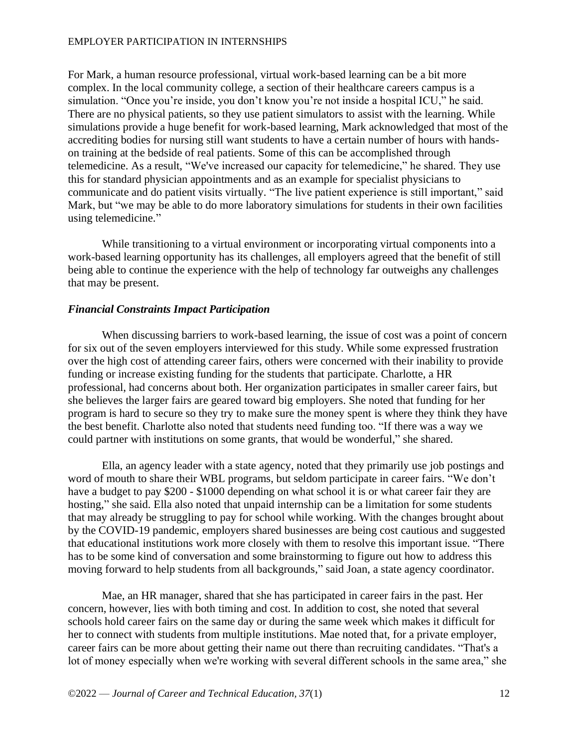For Mark, a human resource professional, virtual work-based learning can be a bit more complex. In the local community college, a section of their healthcare careers campus is a simulation. "Once you're inside, you don't know you're not inside a hospital ICU," he said. There are no physical patients, so they use patient simulators to assist with the learning. While simulations provide a huge benefit for work-based learning, Mark acknowledged that most of the accrediting bodies for nursing still want students to have a certain number of hours with hands-on training at the bedside of real patients. Some of this can be accomplished through telemedicine. As a result, "We've increased our capacity for telemedicine," he shared. They use this for standard physician appointments and as an example for specialist physicians to communicate and do patient visits virtually. "The live patient experience is still important," said Mark, but "we may be able to do more laboratory simulations for students in their own facilities using telemedicine."

While transitioning to a virtual environment or incorporating virtual components into a work-based learning opportunity has its challenges, all employers agreed that the benefit of still being able to continue the experience with the help of technology far outweighs any challenges that may be present.

### *Financial Constraints Impact Participation*

When discussing barriers to work-based learning, the issue of cost was a point of concern for six out of the seven employers interviewed for this study. While some expressed frustration over the high cost of attending career fairs, others were concerned with their inability to provide funding or increase existing funding for the students that participate. Charlotte, a HR professional, had concerns about both. Her organization participates in smaller career fairs, but she believes the larger fairs are geared toward big employers. She noted that funding for her program is hard to secure so they try to make sure the money spent is where they think they have the best benefit. Charlotte also noted that students need funding too. "If there was a way we could partner with institutions on some grants, that would be wonderful," she shared.

Ella, an agency leader with a state agency, noted that they primarily use job postings and word of mouth to share their WBL programs, but seldom participate in career fairs. "We don't have a budget to pay $200 - $1000 depending on what school it is or what career fair they are hosting," she said. Ella also noted that unpaid internship can be a limitation for some students that may already be struggling to pay for school while working. With the changes brought about by the COVID-19 pandemic, employers shared businesses are being cost cautious and suggested that educational institutions work more closely with them to resolve this important issue. "There has to be some kind of conversation and some brainstorming to figure out how to address this moving forward to help students from all backgrounds," said Joan, a state agency coordinator.

Mae, an HR manager, shared that she has participated in career fairs in the past. Her concern, however, lies with both timing and cost. In addition to cost, she noted that several schools hold career fairs on the same day or during the same week which makes it difficult for her to connect with students from multiple institutions. Mae noted that, for a private employer, career fairs can be more about getting their name out there than recruiting candidates. "That's a lot of money especially when we're working with several different schools in the same area," she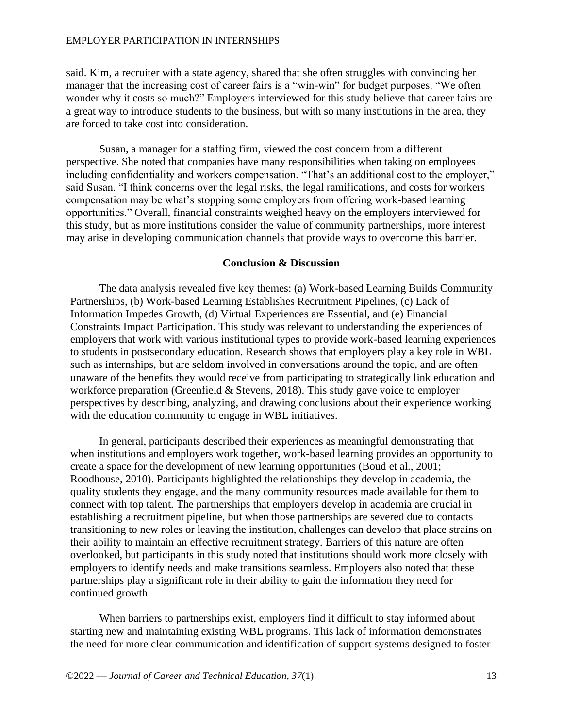said. Kim, a recruiter with a state agency, shared that she often struggles with convincing her manager that the increasing cost of career fairs is a "win-win" for budget purposes. "We often wonder why it costs so much?" Employers interviewed for this study believe that career fairs are a great way to introduce students to the business, but with so many institutions in the area, they are forced to take cost into consideration.

Susan, a manager for a staffing firm, viewed the cost concern from a different perspective. She noted that companies have many responsibilities when taking on employees including confidentiality and workers compensation. "That's an additional cost to the employer," said Susan. "I think concerns over the legal risks, the legal ramifications, and costs for workers compensation may be what's stopping some employers from offering work-based learning opportunities." Overall, financial constraints weighed heavy on the employers interviewed for this study, but as more institutions consider the value of community partnerships, more interest may arise in developing communication channels that provide ways to overcome this barrier.

## Conclusion & Discussion

The data analysis revealed five key themes: (a) Work-based Learning Builds Community Partnerships, (b) Work-based Learning Establishes Recruitment Pipelines, (c) Lack of Information Impedes Growth, (d) Virtual Experiences are Essential, and (e) Financial Constraints Impact Participation. This study was relevant to understanding the experiences of employers that work with various institutional types to provide work-based learning experiences to students in postsecondary education. Research shows that employers play a key role in WBL such as internships, but are seldom involved in conversations around the topic, and are often unaware of the benefits they would receive from participating to strategically link education and workforce preparation (Greenfield & Stevens, 2018). This study gave voice to employer perspectives by describing, analyzing, and drawing conclusions about their experience working with the education community to engage in WBL initiatives.

In general, participants described their experiences as meaningful demonstrating that when institutions and employers work together, work-based learning provides an opportunity to create a space for the development of new learning opportunities (Boud et al., 2001; Roodhouse, 2010). Participants highlighted the relationships they develop in academia, the quality students they engage, and the many community resources made available for them to connect with top talent. The partnerships that employers develop in academia are crucial in establishing a recruitment pipeline, but when those partnerships are severed due to contacts transitioning to new roles or leaving the institution, challenges can develop that place strains on their ability to maintain an effective recruitment strategy. Barriers of this nature are often overlooked, but participants in this study noted that institutions should work more closely with employers to identify needs and make transitions seamless. Employers also noted that these partnerships play a significant role in their ability to gain the information they need for continued growth.

When barriers to partnerships exist, employers find it difficult to stay informed about starting new and maintaining existing WBL programs. This lack of information demonstrates the need for more clear communication and identification of support systems designed to foster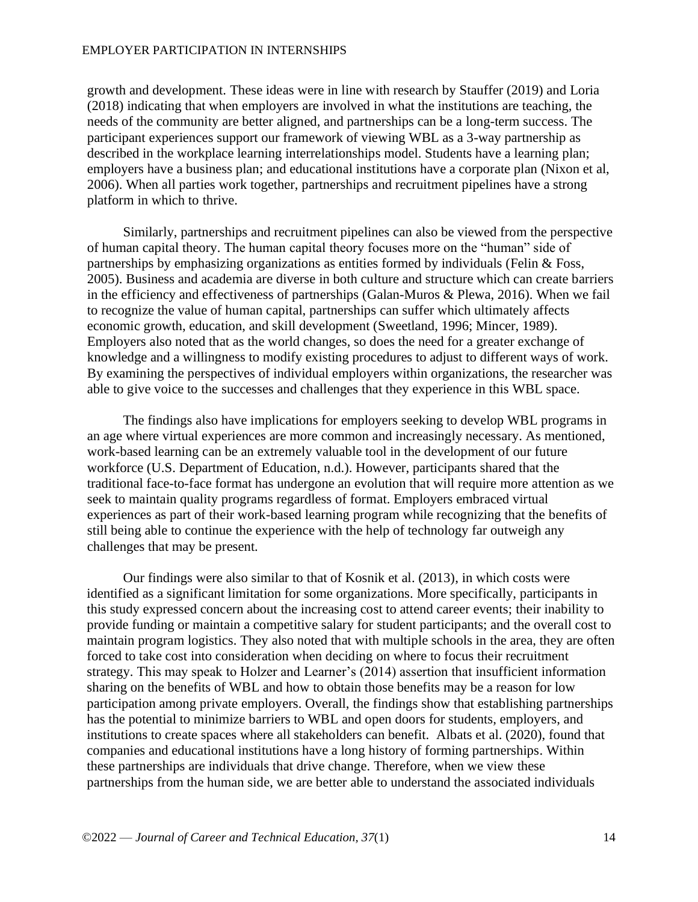growth and development. These ideas were in line with research by Stauffer (2019) and Loria (2018) indicating that when employers are involved in what the institutions are teaching, the needs of the community are better aligned, and partnerships can be a long-term success. The participant experiences support our framework of viewing WBL as a 3-way partnership as described in the workplace learning interrelationships model. Students have a learning plan; employers have a business plan; and educational institutions have a corporate plan (Nixon et al, 2006). When all parties work together, partnerships and recruitment pipelines have a strong platform in which to thrive.

Similarly, partnerships and recruitment pipelines can also be viewed from the perspective of human capital theory. The human capital theory focuses more on the "human" side of partnerships by emphasizing organizations as entities formed by individuals (Felin & Foss, 2005). Business and academia are diverse in both culture and structure which can create barriers in the efficiency and effectiveness of partnerships (Galan-Muros & Plewa, 2016). When we fail to recognize the value of human capital, partnerships can suffer which ultimately affects economic growth, education, and skill development (Sweetland, 1996; Mincer, 1989). Employers also noted that as the world changes, so does the need for a greater exchange of knowledge and a willingness to modify existing procedures to adjust to different ways of work. By examining the perspectives of individual employers within organizations, the researcher was able to give voice to the successes and challenges that they experience in this WBL space.

The findings also have implications for employers seeking to develop WBL programs in an age where virtual experiences are more common and increasingly necessary. As mentioned, work-based learning can be an extremely valuable tool in the development of our future workforce (U.S. Department of Education, n.d.). However, participants shared that the traditional face-to-face format has undergone an evolution that will require more attention as we seek to maintain quality programs regardless of format. Employers embraced virtual experiences as part of their work-based learning program while recognizing that the benefits of still being able to continue the experience with the help of technology far outweigh any challenges that may be present.

Our findings were also similar to that of Kosnik et al. (2013), in which costs were identified as a significant limitation for some organizations. More specifically, participants in this study expressed concern about the increasing cost to attend career events; their inability to provide funding or maintain a competitive salary for student participants; and the overall cost to maintain program logistics. They also noted that with multiple schools in the area, they are often forced to take cost into consideration when deciding on where to focus their recruitment strategy. This may speak to Holzer and Learner's (2014) assertion that insufficient information sharing on the benefits of WBL and how to obtain those benefits may be a reason for low participation among private employers. Overall, the findings show that establishing partnerships has the potential to minimize barriers to WBL and open doors for students, employers, and institutions to create spaces where all stakeholders can benefit. Albats et al. (2020), found that companies and educational institutions have a long history of forming partnerships. Within these partnerships are individuals that drive change. Therefore, when we view these partnerships from the human side, we are better able to understand the associated individuals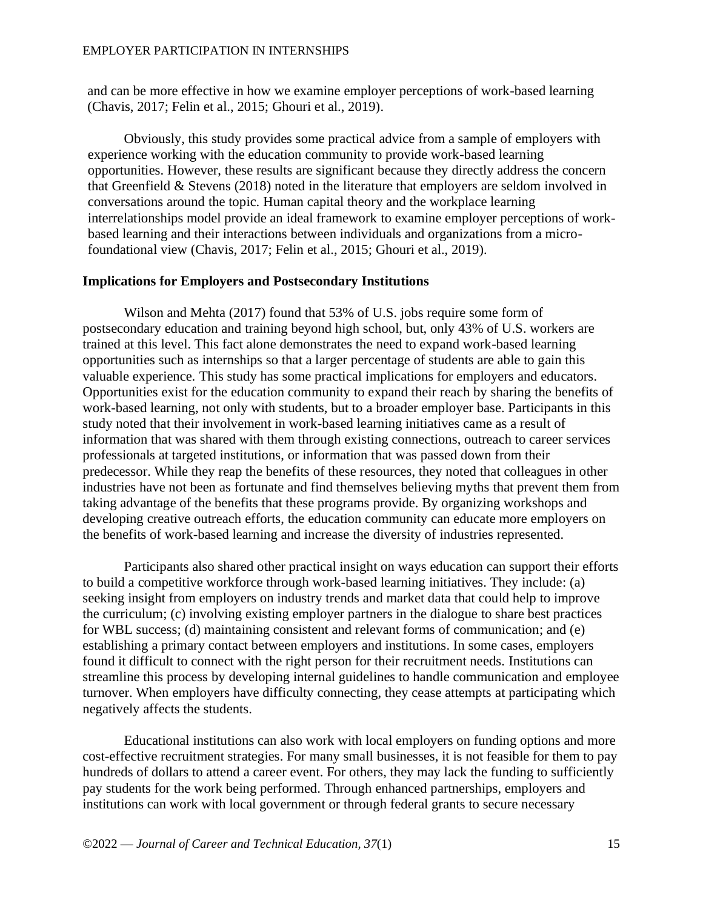and can be more effective in how we examine employer perceptions of work-based learning (Chavis, 2017; Felin et al., 2015; Ghouri et al., 2019).

Obviously, this study provides some practical advice from a sample of employers with experience working with the education community to provide work-based learning opportunities. However, these results are significant because they directly address the concern that Greenfield & Stevens (2018) noted in the literature that employers are seldom involved in conversations around the topic. Human capital theory and the workplace learning interrelationships model provide an ideal framework to examine employer perceptions of work-based learning and their interactions between individuals and organizations from a micro-foundational view (Chavis, 2017; Felin et al., 2015; Ghouri et al., 2019).

**Implications for Employers and Postsecondary Institutions**

Wilson and Mehta (2017) found that 53% of U.S. jobs require some form of postsecondary education and training beyond high school, but, only 43% of U.S. workers are trained at this level. This fact alone demonstrates the need to expand work-based learning opportunities such as internships so that a larger percentage of students are able to gain this valuable experience. This study has some practical implications for employers and educators. Opportunities exist for the education community to expand their reach by sharing the benefits of work-based learning, not only with students, but to a broader employer base. Participants in this study noted that their involvement in work-based learning initiatives came as a result of information that was shared with them through existing connections, outreach to career services professionals at targeted institutions, or information that was passed down from their predecessor. While they reap the benefits of these resources, they noted that colleagues in other industries have not been as fortunate and find themselves believing myths that prevent them from taking advantage of the benefits that these programs provide. By organizing workshops and developing creative outreach efforts, the education community can educate more employers on the benefits of work-based learning and increase the diversity of industries represented.

Participants also shared other practical insight on ways education can support their efforts to build a competitive workforce through work-based learning initiatives. They include: (a) seeking insight from employers on industry trends and market data that could help to improve the curriculum; (c) involving existing employer partners in the dialogue to share best practices for WBL success; (d) maintaining consistent and relevant forms of communication; and (e) establishing a primary contact between employers and institutions. In some cases, employers found it difficult to connect with the right person for their recruitment needs. Institutions can streamline this process by developing internal guidelines to handle communication and employee turnover. When employers have difficulty connecting, they cease attempts at participating which negatively affects the students.

Educational institutions can also work with local employers on funding options and more cost-effective recruitment strategies. For many small businesses, it is not feasible for them to pay hundreds of dollars to attend a career event. For others, they may lack the funding to sufficiently pay students for the work being performed. Through enhanced partnerships, employers and institutions can work with local government or through federal grants to secure necessary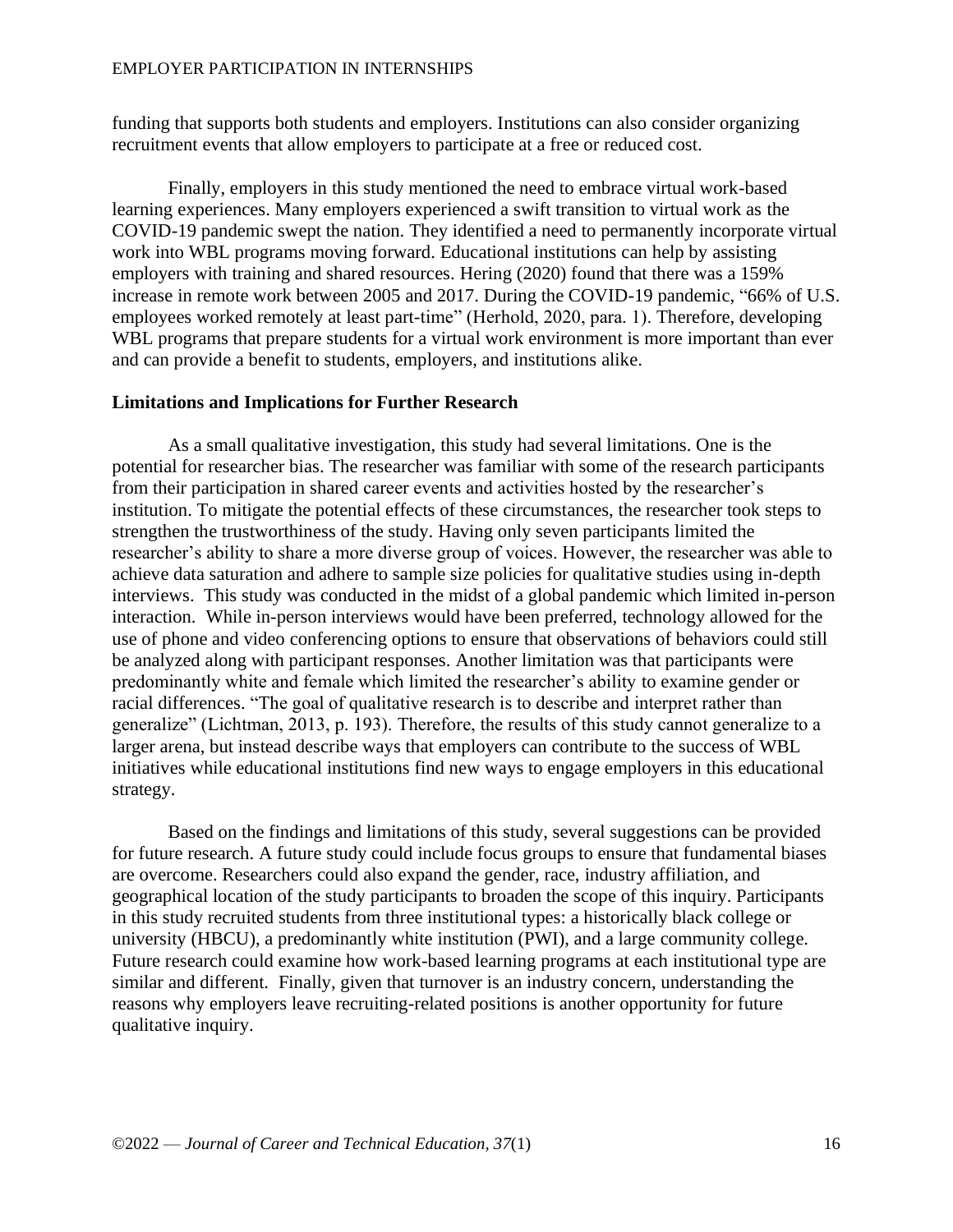funding that supports both students and employers. Institutions can also consider organizing recruitment events that allow employers to participate at a free or reduced cost.

Finally, employers in this study mentioned the need to embrace virtual work-based learning experiences. Many employers experienced a swift transition to virtual work as the COVID-19 pandemic swept the nation. They identified a need to permanently incorporate virtual work into WBL programs moving forward. Educational institutions can help by assisting employers with training and shared resources. Hering (2020) found that there was a 159% increase in remote work between 2005 and 2017. During the COVID-19 pandemic, "66% of U.S. employees worked remotely at least part-time" (Herhold, 2020, para. 1). Therefore, developing WBL programs that prepare students for a virtual work environment is more important than ever and can provide a benefit to students, employers, and institutions alike.

## Limitations and Implications for Further Research

As a small qualitative investigation, this study had several limitations. One is the potential for researcher bias. The researcher was familiar with some of the research participants from their participation in shared career events and activities hosted by the researcher's institution. To mitigate the potential effects of these circumstances, the researcher took steps to strengthen the trustworthiness of the study. Having only seven participants limited the researcher's ability to share a more diverse group of voices. However, the researcher was able to achieve data saturation and adhere to sample size policies for qualitative studies using in-depth interviews. This study was conducted in the midst of a global pandemic which limited in-person interaction. While in-person interviews would have been preferred, technology allowed for the use of phone and video conferencing options to ensure that observations of behaviors could still be analyzed along with participant responses. Another limitation was that participants were predominantly white and female which limited the researcher's ability to examine gender or racial differences. "The goal of qualitative research is to describe and interpret rather than generalize" (Lichtman, 2013, p. 193). Therefore, the results of this study cannot generalize to a larger arena, but instead describe ways that employers can contribute to the success of WBL initiatives while educational institutions find new ways to engage employers in this educational strategy.

Based on the findings and limitations of this study, several suggestions can be provided for future research. A future study could include focus groups to ensure that fundamental biases are overcome. Researchers could also expand the gender, race, industry affiliation, and geographical location of the study participants to broaden the scope of this inquiry. Participants in this study recruited students from three institutional types: a historically black college or university (HBCU), a predominantly white institution (PWI), and a large community college. Future research could examine how work-based learning programs at each institutional type are similar and different. Finally, given that turnover is an industry concern, understanding the reasons why employers leave recruiting-related positions is another opportunity for future qualitative inquiry.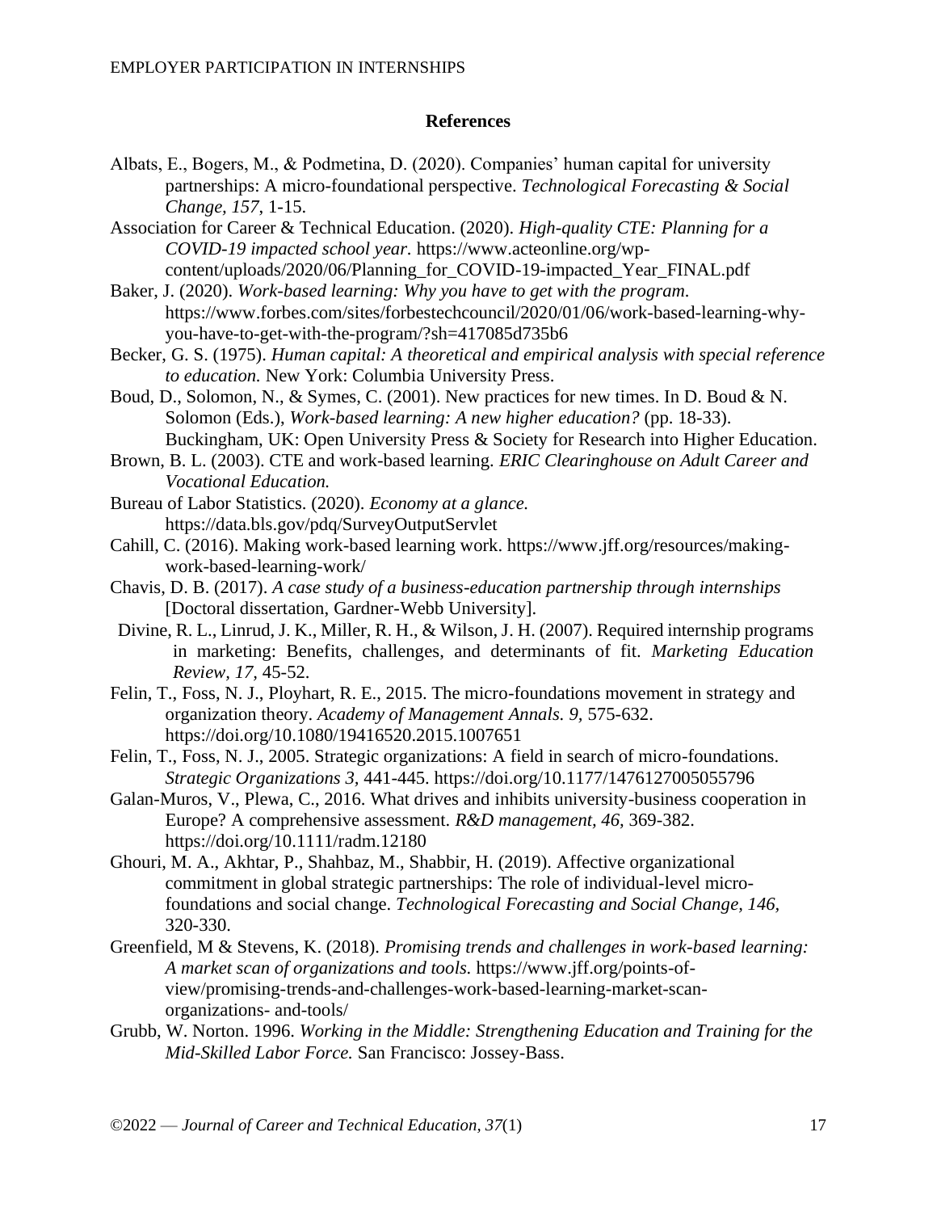## References

Albats, E., Bogers, M., & Podmetina, D. (2020). Companies' human capital for university partnerships: A micro-foundational perspective. *Technological Forecasting & Social Change, 157*, 1-15.

Association for Career & Technical Education. (2020). *High-quality CTE: Planning for a COVID-19 impacted school year.* https://www.acteonline.org/wp-content/uploads/2020/06/Planning_for_COVID-19-impacted_Year_FINAL.pdf

Baker, J. (2020). *Work-based learning: Why you have to get with the program.* https://www.forbes.com/sites/forbestechcouncil/2020/01/06/work-based-learning-why-you-have-to-get-with-the-program/?sh=417085d735b6

Becker, G. S. (1975). *Human capital: A theoretical and empirical analysis with special reference to education.* New York: Columbia University Press.

Boud, D., Solomon, N., & Symes, C. (2001). New practices for new times. In D. Boud & N. Solomon (Eds.), *Work-based learning: A new higher education?* (pp. 18-33). Buckingham, UK: Open University Press & Society for Research into Higher Education.

Brown, B. L. (2003). CTE and work-based learning. *ERIC Clearinghouse on Adult Career and Vocational Education.*

Bureau of Labor Statistics. (2020). *Economy at a glance.* https://data.bls.gov/pdq/SurveyOutputServlet

Cahill, C. (2016). Making work-based learning work. https://www.jff.org/resources/making-work-based-learning-work/

Chavis, D. B. (2017). *A case study of a business-education partnership through internships* [Doctoral dissertation, Gardner-Webb University].

Divine, R. L., Linrud, J. K., Miller, R. H., & Wilson, J. H. (2007). Required internship programs in marketing: Benefits, challenges, and determinants of fit. *Marketing Education Review*, *17,* 45-52.

Felin, T., Foss, N. J., Ployhart, R. E., 2015. The micro-foundations movement in strategy and organization theory. *Academy of Management Annals. 9,* 575-632. https://doi.org/10.1080/19416520.2015.1007651

Felin, T., Foss, N. J., 2005. Strategic organizations: A field in search of micro-foundations. *Strategic Organizations 3,* 441-445. https://doi.org/10.1177/1476127005055796

Galan-Muros, V., Plewa, C., 2016. What drives and inhibits university-business cooperation in Europe? A comprehensive assessment. *R&D management, 46,* 369-382. https://doi.org/10.1111/radm.12180

Ghouri, M. A., Akhtar, P., Shahbaz, M., Shabbir, H. (2019). Affective organizational commitment in global strategic partnerships: The role of individual-level micro-foundations and social change. *Technological Forecasting and Social Change, 146*, 320-330.

Greenfield, M & Stevens, K. (2018). *Promising trends and challenges in work-based learning: A market scan of organizations and tools.* https://www.jff.org/points-of-view/promising-trends-and-challenges-work-based-learning-market-scan-organizations- and-tools/

Grubb, W. Norton. 1996. *Working in the Middle: Strengthening Education and Training for the Mid-Skilled Labor Force.* San Francisco: Jossey-Bass.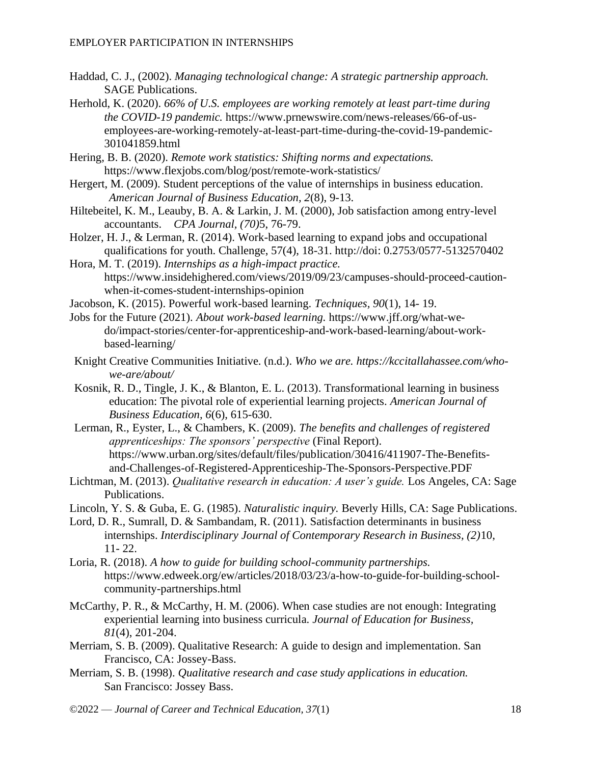Haddad, C. J., (2002). *Managing technological change: A strategic partnership approach.* SAGE Publications.

Herhold, K. (2020). *66% of U.S. employees are working remotely at least part-time during the COVID-19 pandemic.* https://www.prnewswire.com/news-releases/66-of-us-employees-are-working-remotely-at-least-part-time-during-the-covid-19-pandemic-301041859.html

Hering, B. B. (2020). *Remote work statistics: Shifting norms and expectations.* https://www.flexjobs.com/blog/post/remote-work-statistics/

Hergert, M. (2009). Student perceptions of the value of internships in business education. *American Journal of Business Education, 2*(8), 9-13.

Hiltebeitel, K. M., Leauby, B. A. & Larkin, J. M. (2000), Job satisfaction among entry-level accountants. *CPA Journal, (70)*5, 76-79.

Holzer, H. J., & Lerman, R. (2014). Work-based learning to expand jobs and occupational qualifications for youth. Challenge, 57(4), 18-31. http://doi: 0.2753/0577-5132570402

Hora, M. T. (2019). *Internships as a high-impact practice.* https://www.insidehighered.com/views/2019/09/23/campuses-should-proceed-caution-when-it-comes-student-internships-opinion

Jacobson, K. (2015). Powerful work-based learning. *Techniques, 90*(1), 14- 19.

Jobs for the Future (2021). *About work-based learning.* https://www.jff.org/what-we-do/impact-stories/center-for-apprenticeship-and-work-based-learning/about-work-based-learning/

Knight Creative Communities Initiative. (n.d.). *Who we are. https://kccitallahassee.com/who-we-are/about/*

Kosnik, R. D., Tingle, J. K., & Blanton, E. L. (2013). Transformational learning in business education: The pivotal role of experiential learning projects. *American Journal of Business Education, 6*(6), 615-630.

Lerman, R., Eyster, L., & Chambers, K. (2009). *The benefits and challenges of registered apprenticeships: The sponsors' perspective* (Final Report). https://www.urban.org/sites/default/files/publication/30416/411907-The-Benefits-and-Challenges-of-Registered-Apprenticeship-The-Sponsors-Perspective.PDF

Lichtman, M. (2013). *Qualitative research in education: A user's guide.* Los Angeles, CA: Sage Publications.

Lincoln, Y. S. & Guba, E. G. (1985). *Naturalistic inquiry.* Beverly Hills, CA: Sage Publications.

Lord, D. R., Sumrall, D. & Sambandam, R. (2011). Satisfaction determinants in business internships. *Interdisciplinary Journal of Contemporary Research in Business, (2)*10, 11- 22.

Loria, R. (2018). *A how to guide for building school-community partnerships.* https://www.edweek.org/ew/articles/2018/03/23/a-how-to-guide-for-building-school-community-partnerships.html

McCarthy, P. R., & McCarthy, H. M. (2006). When case studies are not enough: Integrating experiential learning into business curricula. *Journal of Education for Business, 81*(4), 201-204.

Merriam, S. B. (2009). Qualitative Research: A guide to design and implementation. San Francisco, CA: Jossey-Bass.

Merriam, S. B. (1998). *Qualitative research and case study applications in education.* San Francisco: Jossey Bass.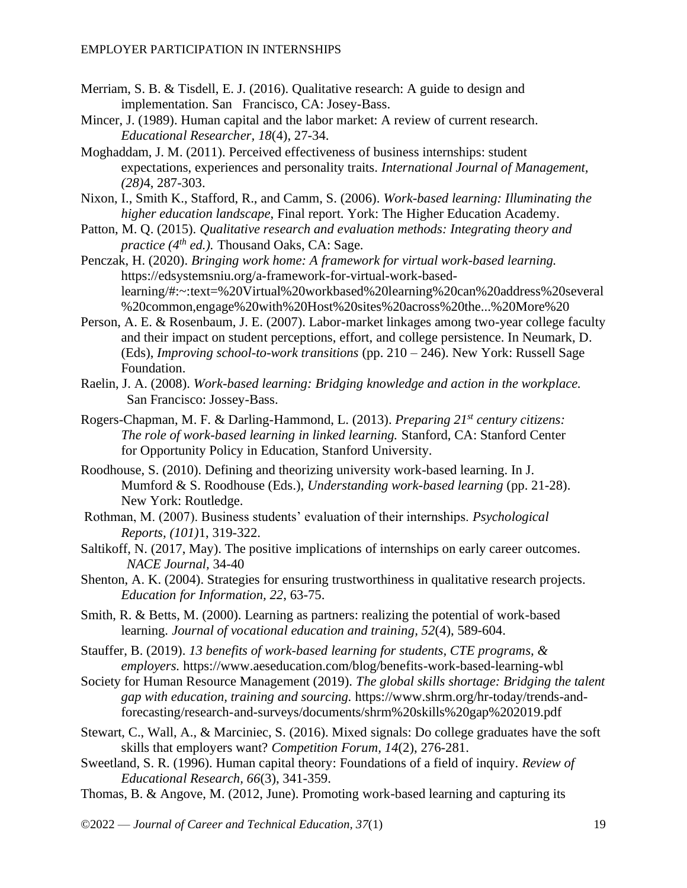Merriam, S. B. & Tisdell, E. J. (2016). Qualitative research: A guide to design and implementation. San Francisco, CA: Josey-Bass.

Mincer, J. (1989). Human capital and the labor market: A review of current research. *Educational Researcher*, *18*(4), 27-34.

Moghaddam, J. M. (2011). Perceived effectiveness of business internships: student expectations, experiences and personality traits. *International Journal of Management, (28)*4, 287-303.

Nixon, I., Smith K., Stafford, R., and Camm, S. (2006). *Work-based learning: Illuminating the higher education landscape*, Final report. York: The Higher Education Academy.

Patton, M. Q. (2015). *Qualitative research and evaluation methods: Integrating theory and practice (4th ed.).* Thousand Oaks, CA: Sage.

Penczak, H. (2020). *Bringing work home: A framework for virtual work-based learning.* https://edsystemsniu.org/a-framework-for-virtual-work-based-learning/#:~:text=%20Virtual%20workbased%20learning%20can%20address%20several%20common,engage%20with%20Host%20sites%20across%20the...%20More%20

Person, A. E. & Rosenbaum, J. E. (2007). Labor-market linkages among two-year college faculty and their impact on student perceptions, effort, and college persistence. In Neumark, D. (Eds), *Improving school-to-work transitions* (pp. 210 – 246). New York: Russell Sage Foundation.

Raelin, J. A. (2008). *Work-based learning: Bridging knowledge and action in the workplace.* San Francisco: Jossey-Bass.

Rogers-Chapman, M. F. & Darling-Hammond, L. (2013). *Preparing 21st century citizens: The role of work-based learning in linked learning.* Stanford, CA: Stanford Center for Opportunity Policy in Education, Stanford University.

Roodhouse, S. (2010). Defining and theorizing university work-based learning. In J. Mumford & S. Roodhouse (Eds.), *Understanding work-based learning* (pp. 21-28). New York: Routledge.

Rothman, M. (2007). Business students' evaluation of their internships. *Psychological Reports, (101)*1, 319-322.

Saltikoff, N. (2017, May). The positive implications of internships on early career outcomes. *NACE Journal*, 34-40

Shenton, A. K. (2004). Strategies for ensuring trustworthiness in qualitative research projects. *Education for Information, 22*, 63-75.

Smith, R. & Betts, M. (2000). Learning as partners: realizing the potential of work-based learning. *Journal of vocational education and training*, *52*(4), 589-604.

Stauffer, B. (2019). *13 benefits of work-based learning for students, CTE programs, & employers.* https://www.aeseducation.com/blog/benefits-work-based-learning-wbl

Society for Human Resource Management (2019). *The global skills shortage: Bridging the talent gap with education, training and sourcing.* https://www.shrm.org/hr-today/trends-and-forecasting/research-and-surveys/documents/shrm%20skills%20gap%202019.pdf

Stewart, C., Wall, A., & Marciniec, S. (2016). Mixed signals: Do college graduates have the soft skills that employers want? *Competition Forum*, *14*(2), 276-281.

Sweetland, S. R. (1996). Human capital theory: Foundations of a field of inquiry. *Review of Educational Research, 66*(3), 341-359.

Thomas, B. & Angove, M. (2012, June). Promoting work-based learning and capturing its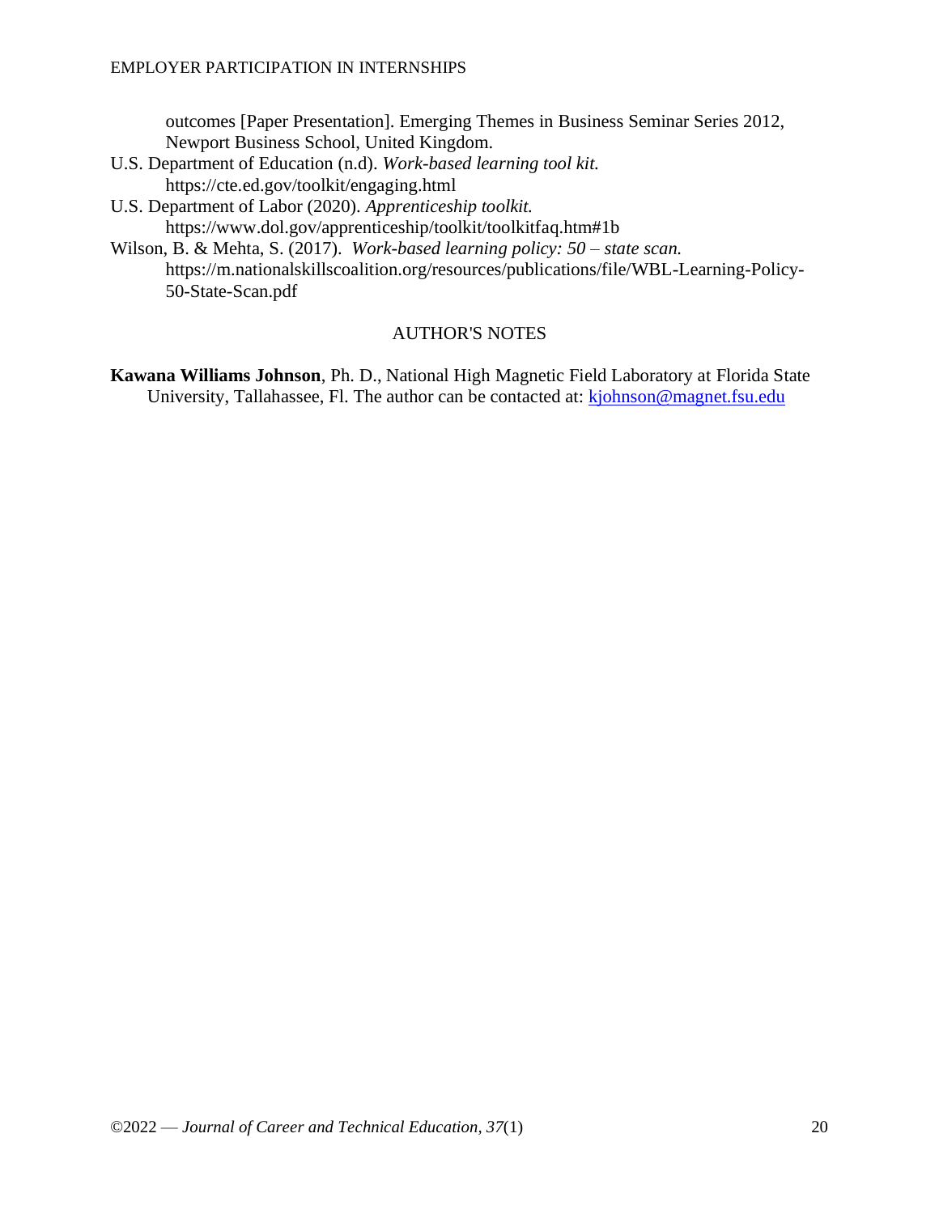outcomes [Paper Presentation]. Emerging Themes in Business Seminar Series 2012, Newport Business School, United Kingdom.

U.S. Department of Education (n.d). *Work-based learning tool kit.* https://cte.ed.gov/toolkit/engaging.html

U.S. Department of Labor (2020). *Apprenticeship toolkit.* https://www.dol.gov/apprenticeship/toolkit/toolkitfaq.htm#1b

Wilson, B. & Mehta, S. (2017). *Work-based learning policy: 50 – state scan.* https://m.nationalskillscoalition.org/resources/publications/file/WBL-Learning-Policy-50-State-Scan.pdf

## AUTHOR'S NOTES

**Kawana Williams Johnson**, Ph. D., National High Magnetic Field Laboratory at Florida State University, Tallahassee, Fl. The author can be contacted at: kjohnson@magnet.fsu.edu